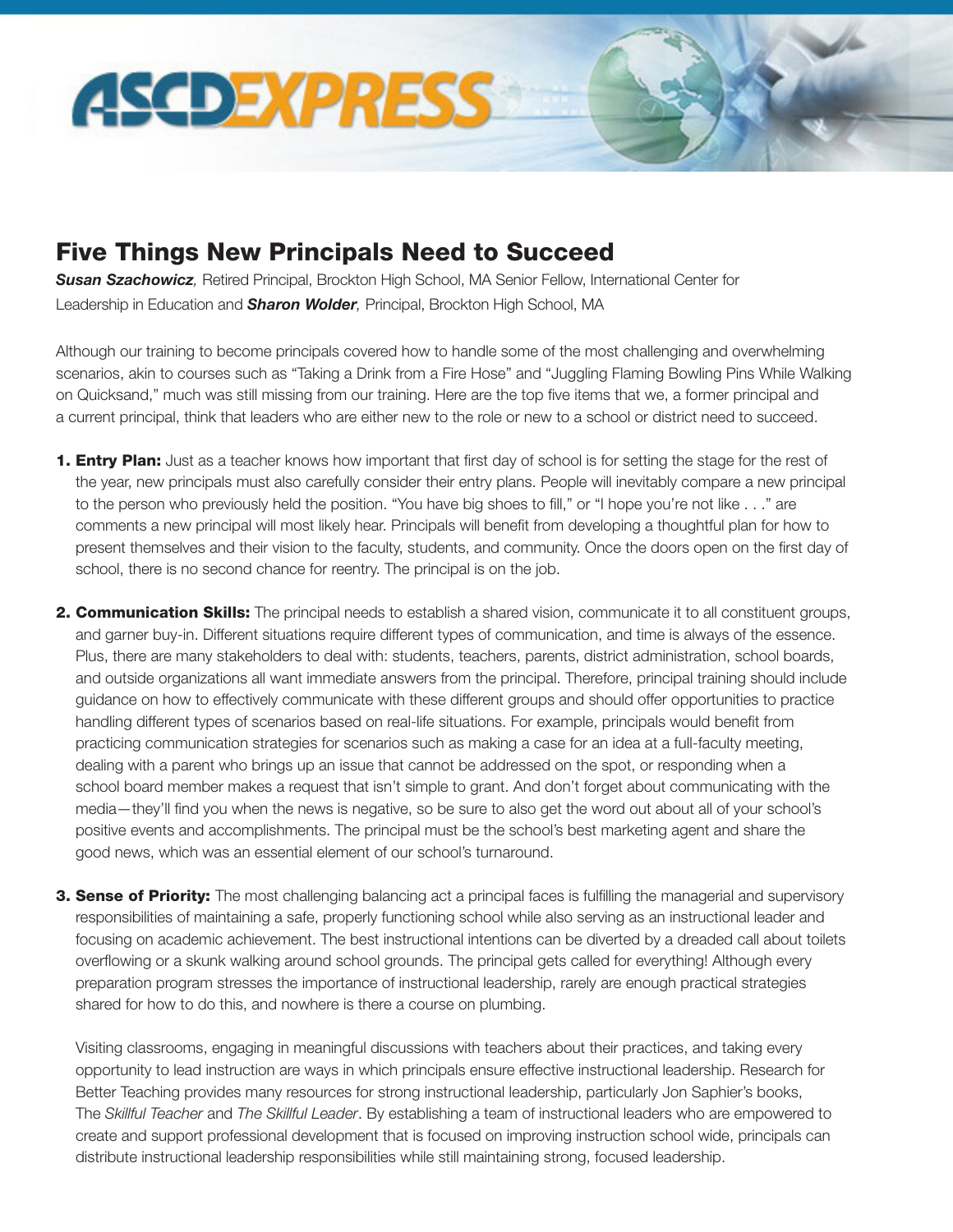# Five Things New Principals Need to Succeed

***Susan Szachowicz****,* Retired Principal, Brockton High School, MA Senior Fellow, International Center for Leadership in Education and ***Sharon Wolder****,* Principal, Brockton High School, MA

Although our training to become principals covered how to handle some of the most challenging and overwhelming scenarios, akin to courses such as "Taking a Drink from a Fire Hose" and "Juggling Flaming Bowling Pins While Walking on Quicksand," much was still missing from our training. Here are the top five items that we, a former principal and a current principal, think that leaders who are either new to the role or new to a school or district need to succeed.

1. **Entry Plan:** Just as a teacher knows how important that first day of school is for setting the stage for the rest of the year, new principals must also carefully consider their entry plans. People will inevitably compare a new principal to the person who previously held the position. "You have big shoes to fill," or "I hope you're not like . . ." are comments a new principal will most likely hear. Principals will benefit from developing a thoughtful plan for how to present themselves and their vision to the faculty, students, and community. Once the doors open on the first day of school, there is no second chance for reentry. The principal is on the job.

2. **Communication Skills:** The principal needs to establish a shared vision, communicate it to all constituent groups, and garner buy-in. Different situations require different types of communication, and time is always of the essence. Plus, there are many stakeholders to deal with: students, teachers, parents, district administration, school boards, and outside organizations all want immediate answers from the principal. Therefore, principal training should include guidance on how to effectively communicate with these different groups and should offer opportunities to practice handling different types of scenarios based on real-life situations. For example, principals would benefit from practicing communication strategies for scenarios such as making a case for an idea at a full-faculty meeting, dealing with a parent who brings up an issue that cannot be addressed on the spot, or responding when a school board member makes a request that isn't simple to grant. And don't forget about communicating with the media—they'll find you when the news is negative, so be sure to also get the word out about all of your school's positive events and accomplishments. The principal must be the school's best marketing agent and share the good news, which was an essential element of our school's turnaround.

3. **Sense of Priority:** The most challenging balancing act a principal faces is fulfilling the managerial and supervisory responsibilities of maintaining a safe, properly functioning school while also serving as an instructional leader and focusing on academic achievement. The best instructional intentions can be diverted by a dreaded call about toilets overflowing or a skunk walking around school grounds. The principal gets called for everything! Although every preparation program stresses the importance of instructional leadership, rarely are enough practical strategies shared for how to do this, and nowhere is there a course on plumbing.

   Visiting classrooms, engaging in meaningful discussions with teachers about their practices, and taking every opportunity to lead instruction are ways in which principals ensure effective instructional leadership. Research for Better Teaching provides many resources for strong instructional leadership, particularly Jon Saphier's books, The *Skillful Teacher* and *The Skillful Leader*. By establishing a team of instructional leaders who are empowered to create and support professional development that is focused on improving instruction school wide, principals can distribute instructional leadership responsibilities while still maintaining strong, focused leadership.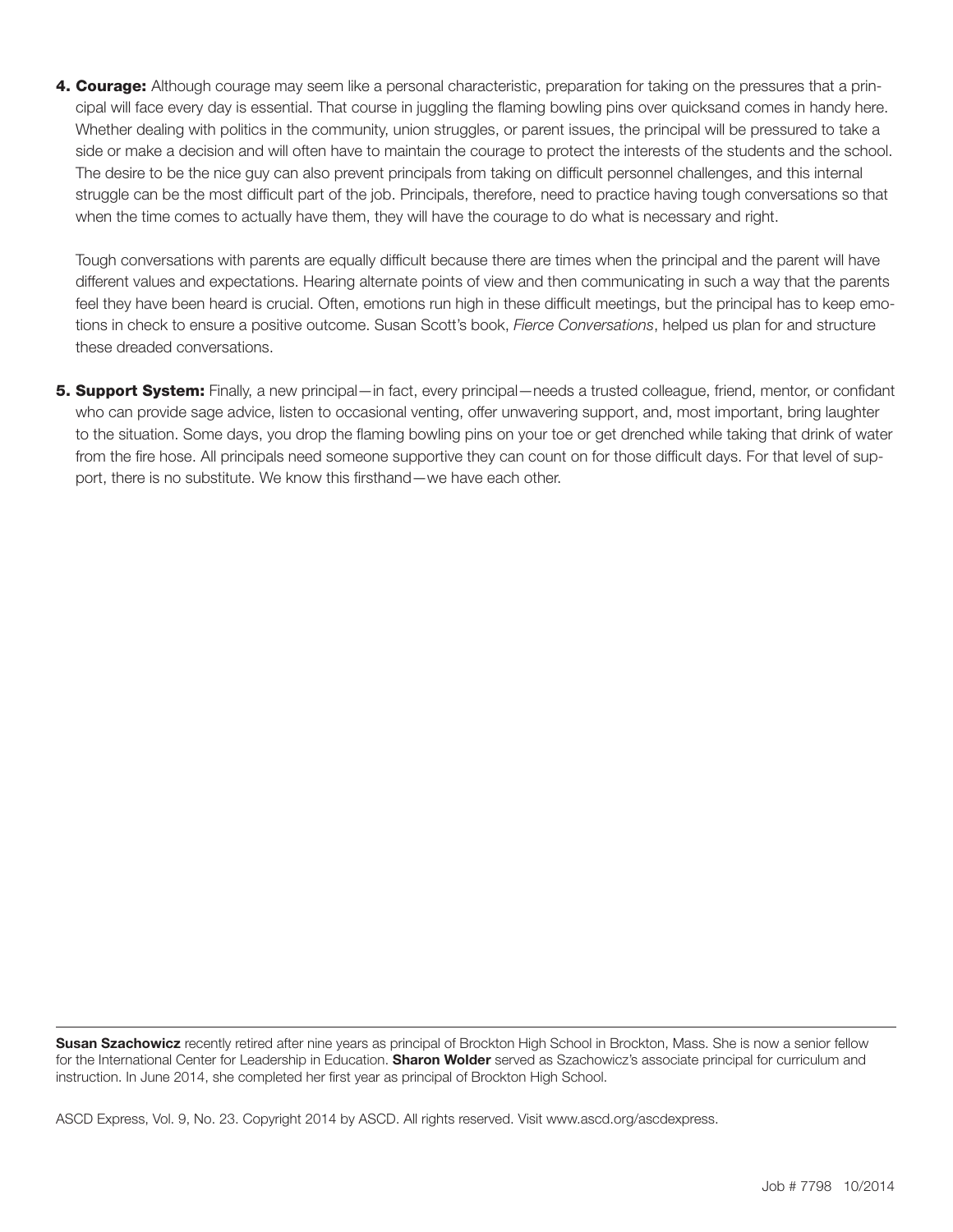4. **Courage:** Although courage may seem like a personal characteristic, preparation for taking on the pressures that a principal will face every day is essential. That course in juggling the flaming bowling pins over quicksand comes in handy here. Whether dealing with politics in the community, union struggles, or parent issues, the principal will be pressured to take a side or make a decision and will often have to maintain the courage to protect the interests of the students and the school. The desire to be the nice guy can also prevent principals from taking on difficult personnel challenges, and this internal struggle can be the most difficult part of the job. Principals, therefore, need to practice having tough conversations so that when the time comes to actually have them, they will have the courage to do what is necessary and right.

   Tough conversations with parents are equally difficult because there are times when the principal and the parent will have different values and expectations. Hearing alternate points of view and then communicating in such a way that the parents feel they have been heard is crucial. Often, emotions run high in these difficult meetings, but the principal has to keep emotions in check to ensure a positive outcome. Susan Scott's book, *Fierce Conversations*, helped us plan for and structure these dreaded conversations.

5. **Support System:** Finally, a new principal—in fact, every principal—needs a trusted colleague, friend, mentor, or confidant who can provide sage advice, listen to occasional venting, offer unwavering support, and, most important, bring laughter to the situation. Some days, you drop the flaming bowling pins on your toe or get drenched while taking that drink of water from the fire hose. All principals need someone supportive they can count on for those difficult days. For that level of support, there is no substitute. We know this firsthand—we have each other.

---

**Susan Szachowicz** recently retired after nine years as principal of Brockton High School in Brockton, Mass. She is now a senior fellow for the International Center for Leadership in Education. **Sharon Wolder** served as Szachowicz's associate principal for curriculum and instruction. In June 2014, she completed her first year as principal of Brockton High School.

ASCD Express, Vol. 9, No. 23. Copyright 2014 by ASCD. All rights reserved. Visit www.ascd.org/ascdexpress.

Job # 7798 10/2014